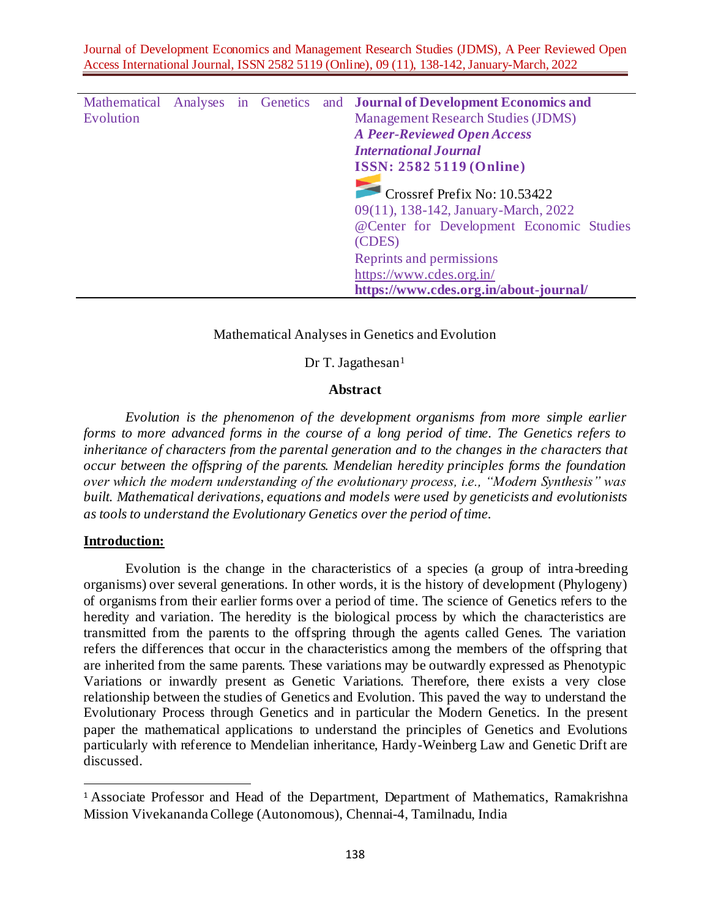| Mathematical Analyses in Genetics and Evolution | **Journal of Development Economics and** Management Research Studies (JDMS) ***A Peer-Reviewed Open Access International Journal*** **ISSN: 2582 5119 (Online)** Crossref Prefix No: 10.53422 09(11), 138-142, January-March, 2022 @Center for Development Economic Studies (CDES) Reprints and permissions https://www.cdes.org.in/ **https://www.cdes.org.in/about-journal/** |
|---|---|

# Mathematical Analyses in Genetics and Evolution

Dr T. Jagathesan[1]

**Abstract**

*Evolution is the phenomenon of the development organisms from more simple earlier forms to more advanced forms in the course of a long period of time. The Genetics refers to inheritance of characters from the parental generation and to the changes in the characters that occur between the offspring of the parents. Mendelian heredity principles forms the foundation over which the modern understanding of the evolutionary process, i.e., "Modern Synthesis" was built. Mathematical derivations, equations and models were used by geneticists and evolutionists as tools to understand the Evolutionary Genetics over the period of time.*

## Introduction:

Evolution is the change in the characteristics of a species (a group of intra-breeding organisms) over several generations. In other words, it is the history of development (Phylogeny) of organisms from their earlier forms over a period of time. The science of Genetics refers to the heredity and variation. The heredity is the biological process by which the characteristics are transmitted from the parents to the offspring through the agents called Genes. The variation refers the differences that occur in the characteristics among the members of the offspring that are inherited from the same parents. These variations may be outwardly expressed as Phenotypic Variations or inwardly present as Genetic Variations. Therefore, there exists a very close relationship between the studies of Genetics and Evolution. This paved the way to understand the Evolutionary Process through Genetics and in particular the Modern Genetics. In the present paper the mathematical applications to understand the principles of Genetics and Evolutions particularly with reference to Mendelian inheritance, Hardy-Weinberg Law and Genetic Drift are discussed.

---

[1] Associate Professor and Head of the Department, Department of Mathematics, Ramakrishna Mission Vivekananda College (Autonomous), Chennai-4, Tamilnadu, India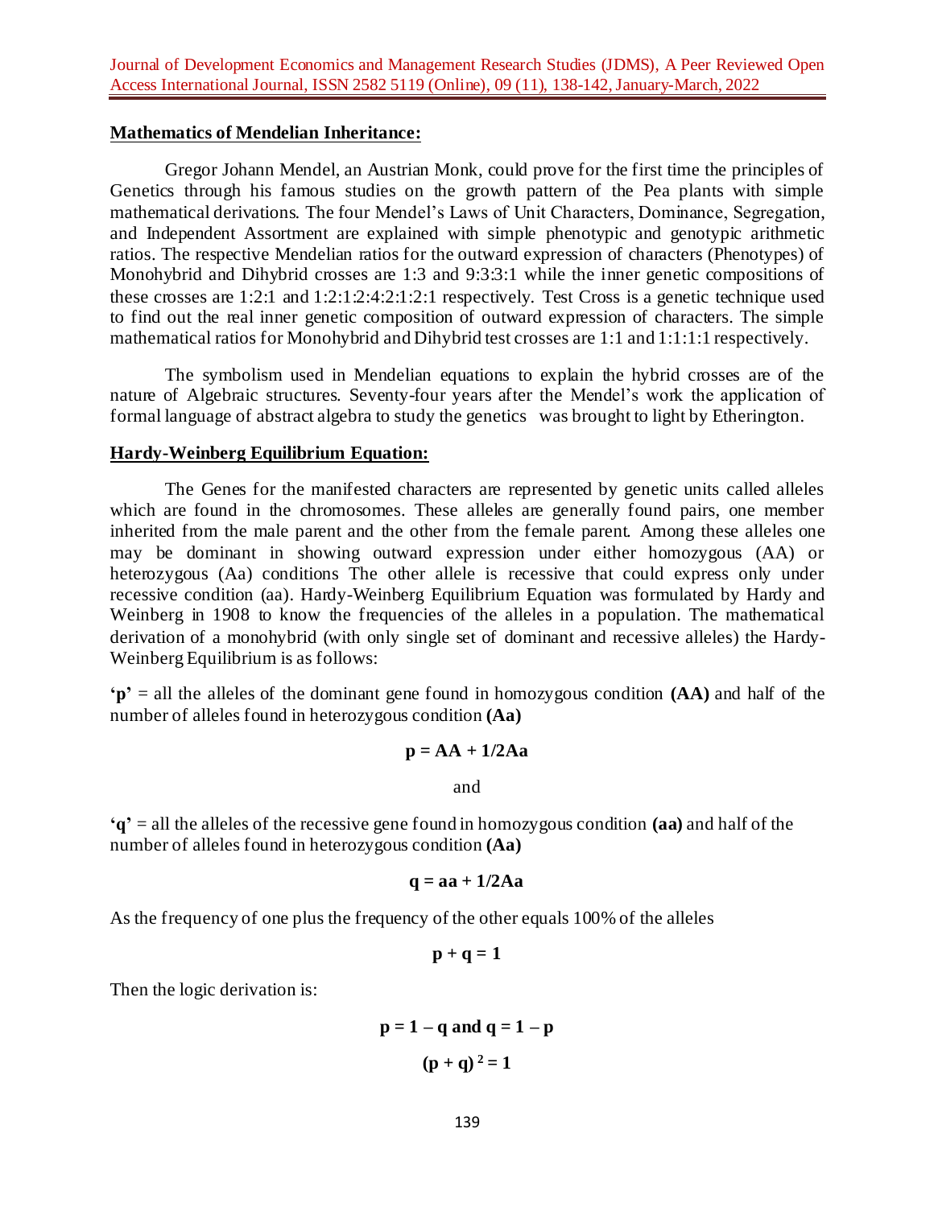## Mathematics of Mendelian Inheritance:

Gregor Johann Mendel, an Austrian Monk, could prove for the first time the principles of Genetics through his famous studies on the growth pattern of the Pea plants with simple mathematical derivations. The four Mendel's Laws of Unit Characters, Dominance, Segregation, and Independent Assortment are explained with simple phenotypic and genotypic arithmetic ratios. The respective Mendelian ratios for the outward expression of characters (Phenotypes) of Monohybrid and Dihybrid crosses are 1:3 and 9:3:3:1 while the inner genetic compositions of these crosses are 1:2:1 and 1:2:1:2:4:2:1:2:1 respectively. Test Cross is a genetic technique used to find out the real inner genetic composition of outward expression of characters. The simple mathematical ratios for Monohybrid and Dihybrid test crosses are 1:1 and 1:1:1:1 respectively.

The symbolism used in Mendelian equations to explain the hybrid crosses are of the nature of Algebraic structures. Seventy-four years after the Mendel's work the application of formal language of abstract algebra to study the genetics was brought to light by Etherington.

## Hardy-Weinberg Equilibrium Equation:

The Genes for the manifested characters are represented by genetic units called alleles which are found in the chromosomes. These alleles are generally found pairs, one member inherited from the male parent and the other from the female parent. Among these alleles one may be dominant in showing outward expression under either homozygous (AA) or heterozygous (Aa) conditions The other allele is recessive that could express only under recessive condition (aa). Hardy-Weinberg Equilibrium Equation was formulated by Hardy and Weinberg in 1908 to know the frequencies of the alleles in a population. The mathematical derivation of a monohybrid (with only single set of dominant and recessive alleles) the Hardy-Weinberg Equilibrium is as follows:

**'p'** = all the alleles of the dominant gene found in homozygous condition **(AA)** and half of the number of alleles found in heterozygous condition **(Aa)**

$$p = AA + 1/2Aa$$

and

**'q'** = all the alleles of the recessive gene found in homozygous condition **(aa)** and half of the number of alleles found in heterozygous condition **(Aa)**

$$q = aa + 1/2Aa$$

As the frequency of one plus the frequency of the other equals 100% of the alleles

$$p + q = 1$$

Then the logic derivation is:

$$p = 1 - q \text{ and } q = 1 - p$$

$$(p + q)^2 = 1$$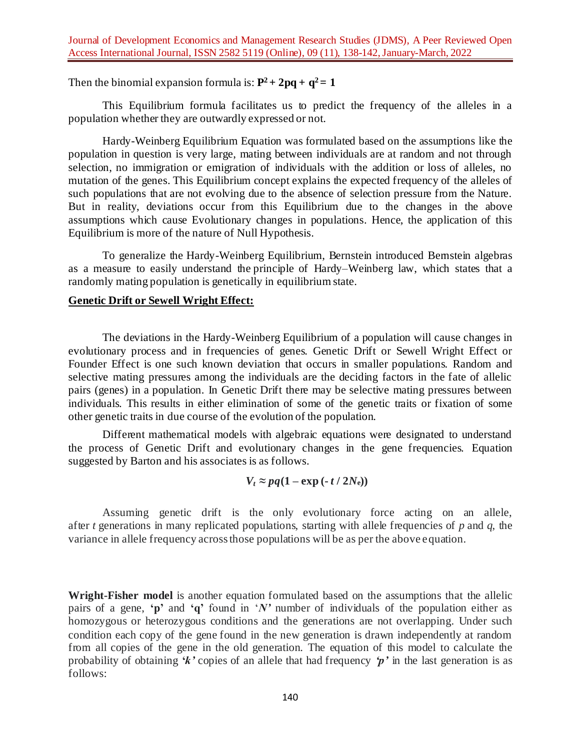Then the binomial expansion formula is: $\mathbf{P^2 + 2pq + q^2 = 1}$

This Equilibrium formula facilitates us to predict the frequency of the alleles in a population whether they are outwardly expressed or not.

Hardy-Weinberg Equilibrium Equation was formulated based on the assumptions like the population in question is very large, mating between individuals are at random and not through selection, no immigration or emigration of individuals with the addition or loss of alleles, no mutation of the genes. This Equilibrium concept explains the expected frequency of the alleles of such populations that are not evolving due to the absence of selection pressure from the Nature. But in reality, deviations occur from this Equilibrium due to the changes in the above assumptions which cause Evolutionary changes in populations. Hence, the application of this Equilibrium is more of the nature of Null Hypothesis.

To generalize the Hardy-Weinberg Equilibrium, Bernstein introduced Bernstein algebras as a measure to easily understand the principle of Hardy–Weinberg law, which states that a randomly mating population is genetically in equilibrium state.

**Genetic Drift or Sewell Wright Effect:**

The deviations in the Hardy-Weinberg Equilibrium of a population will cause changes in evolutionary process and in frequencies of genes. Genetic Drift or Sewell Wright Effect or Founder Effect is one such known deviation that occurs in smaller populations. Random and selective mating pressures among the individuals are the deciding factors in the fate of allelic pairs (genes) in a population. In Genetic Drift there may be selective mating pressures between individuals. This results in either elimination of some of the genetic traits or fixation of some other genetic traits in due course of the evolution of the population.

Different mathematical models with algebraic equations were designated to understand the process of Genetic Drift and evolutionary changes in the gene frequencies. Equation suggested by Barton and his associates is as follows.

$$V_t \approx pq(1 - \exp(-t / 2N_e))$$

Assuming genetic drift is the only evolutionary force acting on an allele, after $t$ generations in many replicated populations, starting with allele frequencies of $p$ and $q$, the variance in allele frequency across those populations will be as per the above equation.

**Wright-Fisher model** is another equation formulated based on the assumptions that the allelic pairs of a gene, **'p'** and **'q'** found in '*N*' number of individuals of the population either as homozygous or heterozygous conditions and the generations are not overlapping. Under such condition each copy of the gene found in the new generation is drawn independently at random from all copies of the gene in the old generation. The equation of this model to calculate the probability of obtaining ***'k'*** copies of an allele that had frequency ***'p'*** in the last generation is as follows: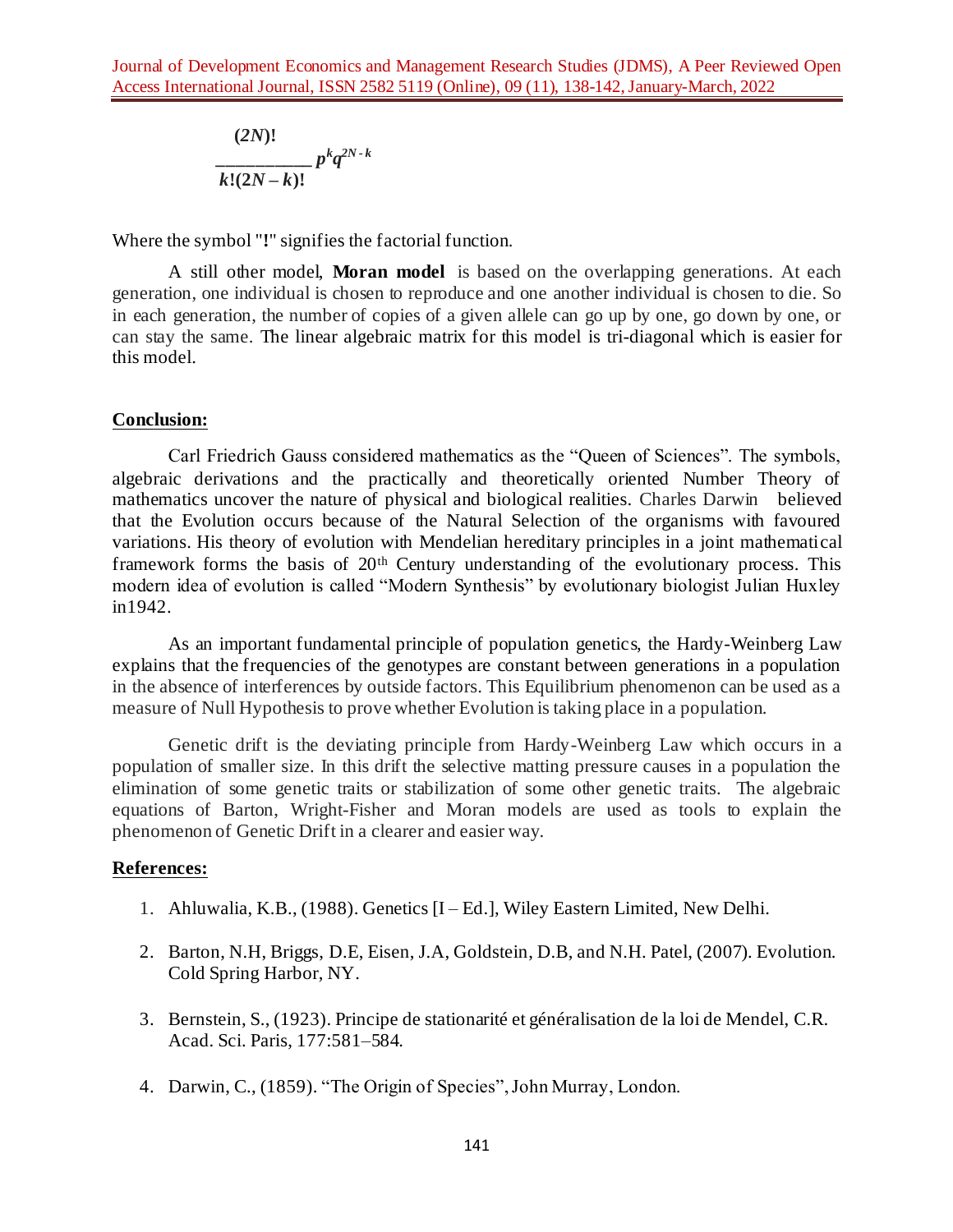$$\frac{(2N)!}{k!(2N-k)!} p^k q^{2N-k}$$

Where the symbol "!" signifies the factorial function.

A still other model, **Moran model** is based on the overlapping generations. At each generation, one individual is chosen to reproduce and one another individual is chosen to die. So in each generation, the number of copies of a given allele can go up by one, go down by one, or can stay the same. The linear algebraic matrix for this model is tri-diagonal which is easier for this model.

## Conclusion:

Carl Friedrich Gauss considered mathematics as the "Queen of Sciences". The symbols, algebraic derivations and the practically and theoretically oriented Number Theory of mathematics uncover the nature of physical and biological realities. Charles Darwin believed that the Evolution occurs because of the Natural Selection of the organisms with favoured variations. His theory of evolution with Mendelian hereditary principles in a joint mathematical framework forms the basis of 20th Century understanding of the evolutionary process. This modern idea of evolution is called "Modern Synthesis" by evolutionary biologist Julian Huxley in1942.

As an important fundamental principle of population genetics, the Hardy-Weinberg Law explains that the frequencies of the genotypes are constant between generations in a population in the absence of interferences by outside factors. This Equilibrium phenomenon can be used as a measure of Null Hypothesis to prove whether Evolution is taking place in a population.

Genetic drift is the deviating principle from Hardy-Weinberg Law which occurs in a population of smaller size. In this drift the selective matting pressure causes in a population the elimination of some genetic traits or stabilization of some other genetic traits. The algebraic equations of Barton, Wright-Fisher and Moran models are used as tools to explain the phenomenon of Genetic Drift in a clearer and easier way.

## References:

1. Ahluwalia, K.B., (1988). Genetics [I – Ed.], Wiley Eastern Limited, New Delhi.

2. Barton, N.H, Briggs, D.E, Eisen, J.A, Goldstein, D.B, and N.H. Patel, (2007). Evolution. Cold Spring Harbor, NY.

3. Bernstein, S., (1923). Principe de stationarité et généralisation de la loi de Mendel, C.R. Acad. Sci. Paris, 177:581–584.

4. Darwin, C., (1859). "The Origin of Species", John Murray, London.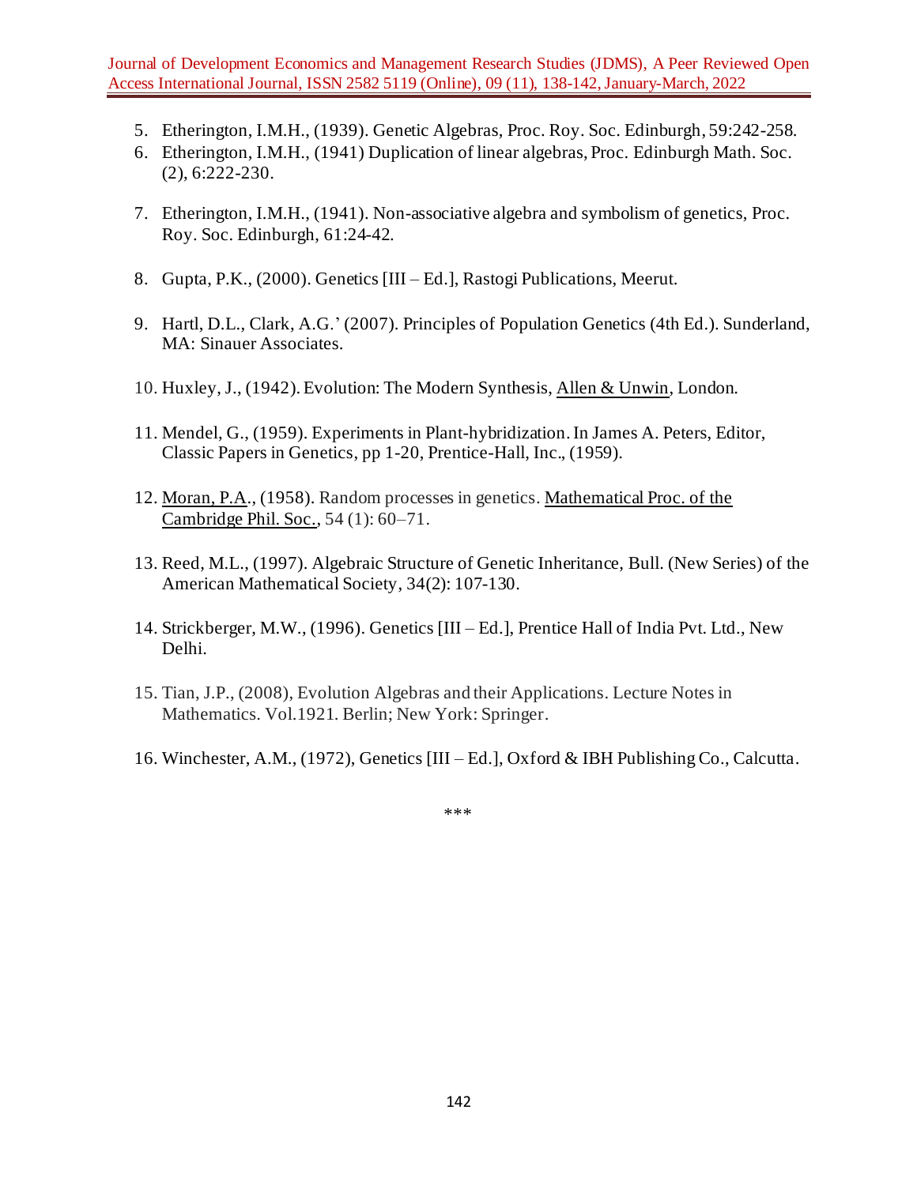5. Etherington, I.M.H., (1939). Genetic Algebras, Proc. Roy. Soc. Edinburgh, 59:242-258.
6. Etherington, I.M.H., (1941) Duplication of linear algebras, Proc. Edinburgh Math. Soc. (2), 6:222-230.
7. Etherington, I.M.H., (1941). Non-associative algebra and symbolism of genetics, Proc. Roy. Soc. Edinburgh, 61:24-42.
8. Gupta, P.K., (2000). Genetics [III – Ed.], Rastogi Publications, Meerut.
9. Hartl, D.L., Clark, A.G.' (2007). Principles of Population Genetics (4th Ed.). Sunderland, MA: Sinauer Associates.
10. Huxley, J., (1942). Evolution: The Modern Synthesis, Allen & Unwin, London.
11. Mendel, G., (1959). Experiments in Plant-hybridization. In James A. Peters, Editor, Classic Papers in Genetics, pp 1-20, Prentice-Hall, Inc., (1959).
12. Moran, P.A., (1958). Random processes in genetics. Mathematical Proc. of the Cambridge Phil. Soc., 54 (1): 60–71.
13. Reed, M.L., (1997). Algebraic Structure of Genetic Inheritance, Bull. (New Series) of the American Mathematical Society, 34(2): 107-130.
14. Strickberger, M.W., (1996). Genetics [III – Ed.], Prentice Hall of India Pvt. Ltd., New Delhi.
15. Tian, J.P., (2008), Evolution Algebras and their Applications. Lecture Notes in Mathematics. Vol.1921. Berlin; New York: Springer.
16. Winchester, A.M., (1972), Genetics [III – Ed.], Oxford & IBH Publishing Co., Calcutta.

***